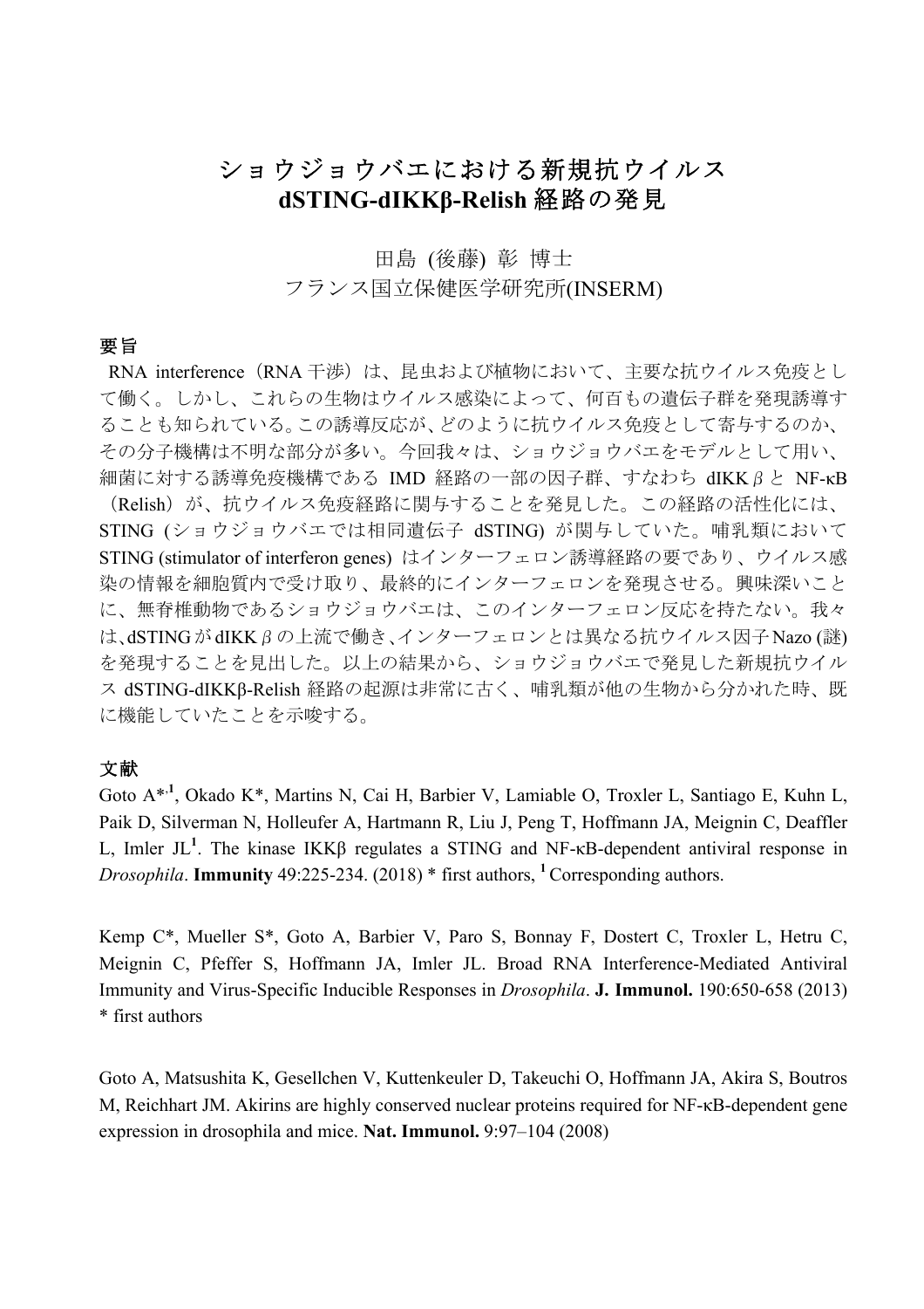# ショウジョウバエにおける新規抗ウイルス dSTING-dIKKβ-Relish 経路の発見

田島 (後藤) 彰 博士

フランス国立保健医学研究所(INSERM)

## 要旨

RNA interference（RNA 干渉）は、昆虫および植物において、主要な抗ウイルス免疫として働く。しかし、これらの生物はウイルス感染によって、何百もの遺伝子群を発現誘導することも知られている。この誘導反応が、どのように抗ウイルス免疫として寄与するのか、その分子機構は不明な部分が多い。今回我々は、ショウジョウバエをモデルとして用い、細菌に対する誘導免疫機構である IMD 経路の一部の因子群、すなわち dIKK β と NF-κB（Relish）が、抗ウイルス免疫経路に関与することを発見した。この経路の活性化には、STING (ショウジョウバエでは相同遺伝子 dSTING) が関与していた。哺乳類において STING (stimulator of interferon genes) はインターフェロン誘導経路の要であり、ウイルス感染の情報を細胞質内で受け取り、最終的にインターフェロンを発現させる。興味深いことに、無脊椎動物であるショウジョウバエは、このインターフェロン反応を持たない。我々は、dSTING が dIKK β の上流で働き、インターフェロンとは異なる抗ウイルス因子 Nazo (謎) を発現することを見出した。以上の結果から、ショウジョウバエで発見した新規抗ウイルス dSTING-dIKKβ-Relish 経路の起源は非常に古く、哺乳類が他の生物から分かれた時、既に機能していたことを示唆する。

## 文献

Goto A*[,1], Okado K*, Martins N, Cai H, Barbier V, Lamiable O, Troxler L, Santiago E, Kuhn L, Paik D, Silverman N, Holleufer A, Hartmann R, Liu J, Peng T, Hoffmann JA, Meignin C, Deaffler L, Imler JL[1]. The kinase IKKβ regulates a STING and NF-κB-dependent antiviral response in *Drosophila*. **Immunity** 49:225-234. (2018) * first authors, [1] Corresponding authors.

Kemp C*, Mueller S*, Goto A, Barbier V, Paro S, Bonnay F, Dostert C, Troxler L, Hetru C, Meignin C, Pfeffer S, Hoffmann JA, Imler JL. Broad RNA Interference-Mediated Antiviral Immunity and Virus-Specific Inducible Responses in *Drosophila*. **J. Immunol.** 190:650-658 (2013) * first authors

Goto A, Matsushita K, Gesellchen V, Kuttenkeuler D, Takeuchi O, Hoffmann JA, Akira S, Boutros M, Reichhart JM. Akirins are highly conserved nuclear proteins required for NF-κB-dependent gene expression in drosophila and mice. **Nat. Immunol.** 9:97–104 (2008)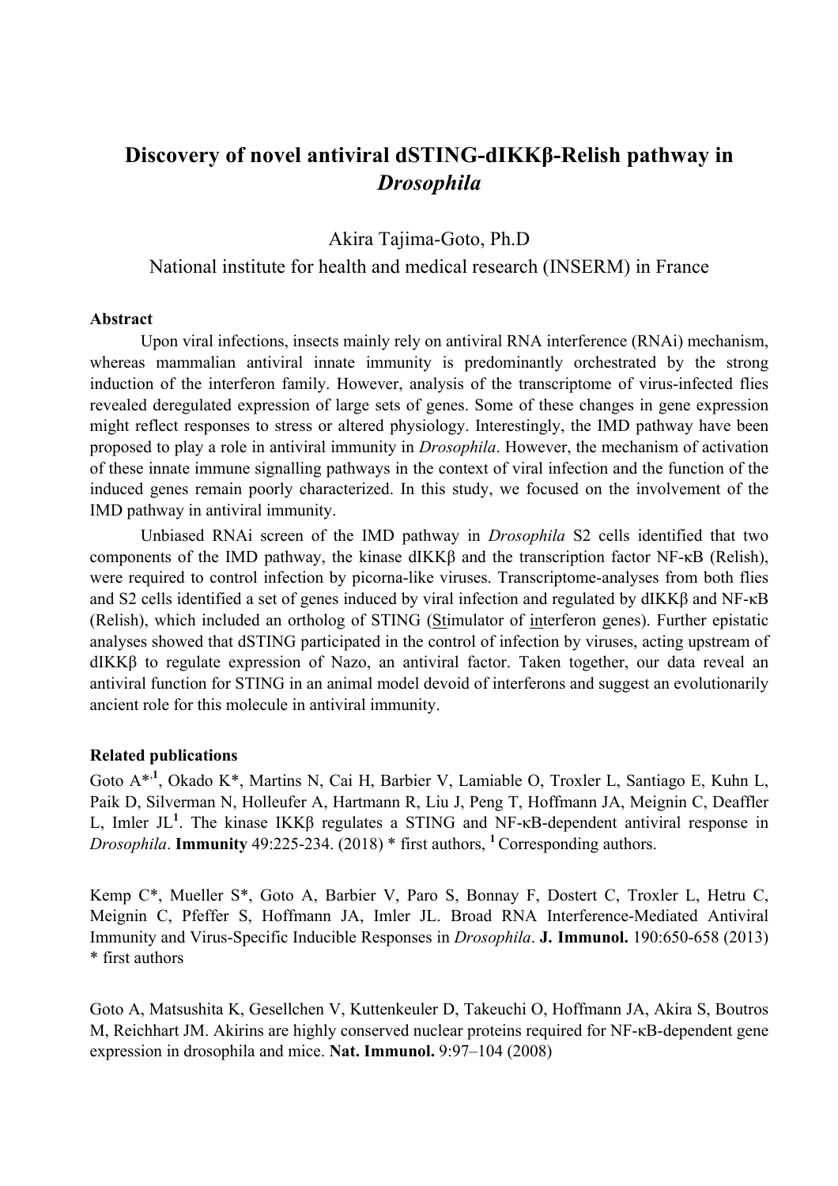# Discovery of novel antiviral dSTING-dIKKβ-Relish pathway in *Drosophila*

Akira Tajima-Goto, Ph.D

National institute for health and medical research (INSERM) in France

**Abstract**

Upon viral infections, insects mainly rely on antiviral RNA interference (RNAi) mechanism, whereas mammalian antiviral innate immunity is predominantly orchestrated by the strong induction of the interferon family. However, analysis of the transcriptome of virus-infected flies revealed deregulated expression of large sets of genes. Some of these changes in gene expression might reflect responses to stress or altered physiology. Interestingly, the IMD pathway have been proposed to play a role in antiviral immunity in *Drosophila*. However, the mechanism of activation of these innate immune signalling pathways in the context of viral infection and the function of the induced genes remain poorly characterized. In this study, we focused on the involvement of the IMD pathway in antiviral immunity.

Unbiased RNAi screen of the IMD pathway in *Drosophila* S2 cells identified that two components of the IMD pathway, the kinase dIKKβ and the transcription factor NF-κB (Relish), were required to control infection by picorna-like viruses. Transcriptome-analyses from both flies and S2 cells identified a set of genes induced by viral infection and regulated by dIKKβ and NF-κB (Relish), which included an ortholog of STING (Stimulator of interferon genes). Further epistatic analyses showed that dSTING participated in the control of infection by viruses, acting upstream of dIKKβ to regulate expression of Nazo, an antiviral factor. Taken together, our data reveal an antiviral function for STING in an animal model devoid of interferons and suggest an evolutionarily ancient role for this molecule in antiviral immunity.

**Related publications**

Goto A*[,1], Okado K*, Martins N, Cai H, Barbier V, Lamiable O, Troxler L, Santiago E, Kuhn L, Paik D, Silverman N, Holleufer A, Hartmann R, Liu J, Peng T, Hoffmann JA, Meignin C, Deaffler L, Imler JL[1]. The kinase IKKβ regulates a STING and NF-κB-dependent antiviral response in *Drosophila*. **Immunity** 49:225-234. (2018) * first authors, [1] Corresponding authors.

Kemp C*, Mueller S*, Goto A, Barbier V, Paro S, Bonnay F, Dostert C, Troxler L, Hetru C, Meignin C, Pfeffer S, Hoffmann JA, Imler JL. Broad RNA Interference-Mediated Antiviral Immunity and Virus-Specific Inducible Responses in *Drosophila*. **J. Immunol.** 190:650-658 (2013) * first authors

Goto A, Matsushita K, Gesellchen V, Kuttenkeuler D, Takeuchi O, Hoffmann JA, Akira S, Boutros M, Reichhart JM. Akirins are highly conserved nuclear proteins required for NF-κB-dependent gene expression in drosophila and mice. **Nat. Immunol.** 9:97–104 (2008)